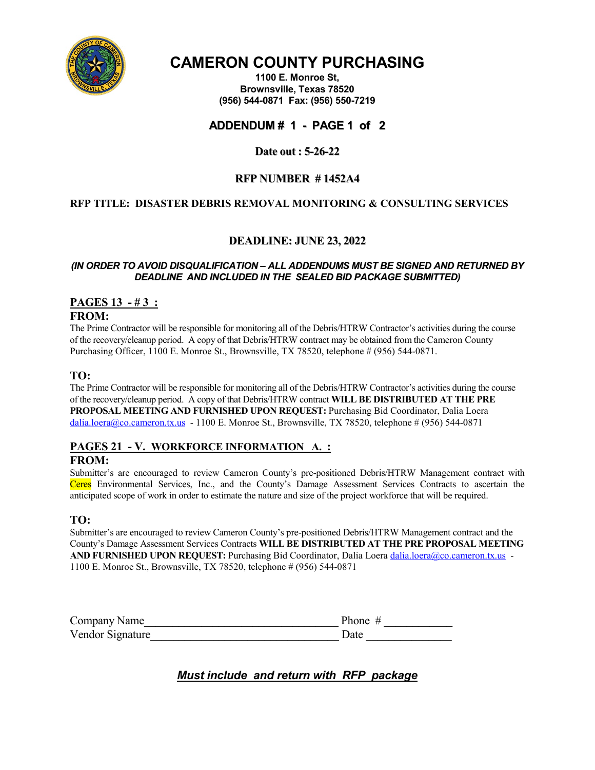# CAMERON COUNTY PURCHASING

**1100 E. Monroe St,**
**Brownsville, Texas 78520**
**(956) 544-0871 Fax: (956) 550-7219**

## ADDENDUM # 1 - PAGE 1 of 2

**Date out : 5-26-22**

**RFP NUMBER # 1452A4**

**RFP TITLE: DISASTER DEBRIS REMOVAL MONITORING & CONSULTING SERVICES**

**DEADLINE: JUNE 23, 2022**

***(IN ORDER TO AVOID DISQUALIFICATION – ALL ADDENDUMS MUST BE SIGNED AND RETURNED BY DEADLINE AND INCLUDED IN THE SEALED BID PACKAGE SUBMITTED)***

### PAGES 13 - # 3 :

**FROM:**

The Prime Contractor will be responsible for monitoring all of the Debris/HTRW Contractor's activities during the course of the recovery/cleanup period. A copy of that Debris/HTRW contract may be obtained from the Cameron County Purchasing Officer, 1100 E. Monroe St., Brownsville, TX 78520, telephone # (956) 544-0871.

**TO:**

The Prime Contractor will be responsible for monitoring all of the Debris/HTRW Contractor's activities during the course of the recovery/cleanup period. A copy of that Debris/HTRW contract **WILL BE DISTRIBUTED AT THE PRE PROPOSAL MEETING AND FURNISHED UPON REQUEST:** Purchasing Bid Coordinator, Dalia Loera dalia.loera@co.cameron.tx.us - 1100 E. Monroe St., Brownsville, TX 78520, telephone # (956) 544-0871

### PAGES 21 - V. WORKFORCE INFORMATION A. :

**FROM:**

Submitter's are encouraged to review Cameron County's pre-positioned Debris/HTRW Management contract with Ceres Environmental Services, Inc., and the County's Damage Assessment Services Contracts to ascertain the anticipated scope of work in order to estimate the nature and size of the project workforce that will be required.

**TO:**

Submitter's are encouraged to review Cameron County's pre-positioned Debris/HTRW Management contract and the County's Damage Assessment Services Contracts **WILL BE DISTRIBUTED AT THE PRE PROPOSAL MEETING AND FURNISHED UPON REQUEST:** Purchasing Bid Coordinator, Dalia Loera dalia.loera@co.cameron.tx.us - 1100 E. Monroe St., Brownsville, TX 78520, telephone # (956) 544-0871

Company Name\_\_\_\_\_\_\_\_\_\_\_\_\_\_\_\_\_\_\_\_\_\_\_\_\_\_\_\_\_\_\_\_ Phone # \_\_\_\_\_\_\_\_\_\_\_\_
Vendor Signature\_\_\_\_\_\_\_\_\_\_\_\_\_\_\_\_\_\_\_\_\_\_\_\_\_\_\_\_\_\_\_\_ Date \_\_\_\_\_\_\_\_\_\_\_\_\_\_

***Must include and return with RFP package***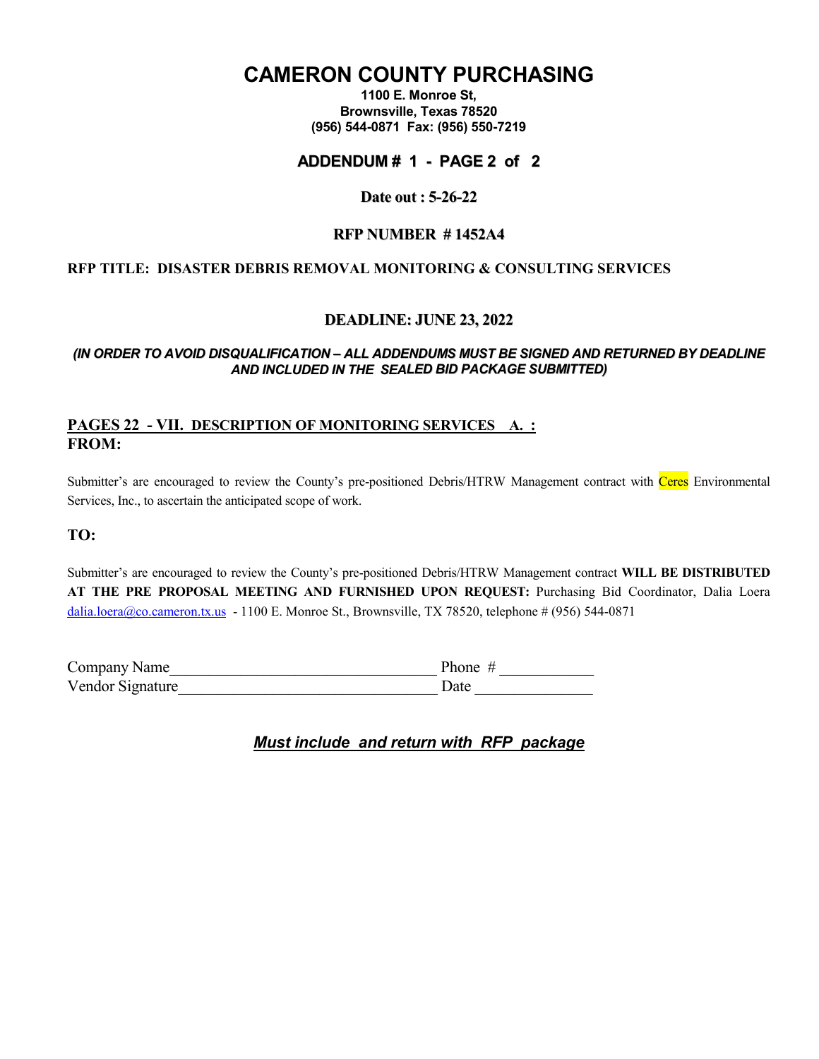# CAMERON COUNTY PURCHASING

**1100 E. Monroe St,**
**Brownsville, Texas 78520**
**(956) 544-0871 Fax: (956) 550-7219**

## ADDENDUM # 1 - PAGE 2 of 2

**Date out : 5-26-22**

**RFP NUMBER # 1452A4**

**RFP TITLE: DISASTER DEBRIS REMOVAL MONITORING & CONSULTING SERVICES**

**DEADLINE: JUNE 23, 2022**

***(IN ORDER TO AVOID DISQUALIFICATION – ALL ADDENDUMS MUST BE SIGNED AND RETURNED BY DEADLINE AND INCLUDED IN THE SEALED BID PACKAGE SUBMITTED)***

**PAGES 22 - VII. DESCRIPTION OF MONITORING SERVICES A. :**
**FROM:**

Submitter's are encouraged to review the County's pre-positioned Debris/HTRW Management contract with Ceres Environmental Services, Inc., to ascertain the anticipated scope of work.

**TO:**

Submitter's are encouraged to review the County's pre-positioned Debris/HTRW Management contract **WILL BE DISTRIBUTED AT THE PRE PROPOSAL MEETING AND FURNISHED UPON REQUEST:** Purchasing Bid Coordinator, Dalia Loera dalia.loera@co.cameron.tx.us - 1100 E. Monroe St., Brownsville, TX 78520, telephone # (956) 544-0871

Company Name\_\_\_\_\_\_\_\_\_\_\_\_\_\_\_\_\_\_\_\_\_\_\_\_\_\_\_\_\_\_\_\_ Phone # \_\_\_\_\_\_\_\_\_\_\_
Vendor Signature\_\_\_\_\_\_\_\_\_\_\_\_\_\_\_\_\_\_\_\_\_\_\_\_\_\_\_\_\_\_\_\_ Date \_\_\_\_\_\_\_\_\_\_\_\_\_\_

***Must include and return with RFP package***